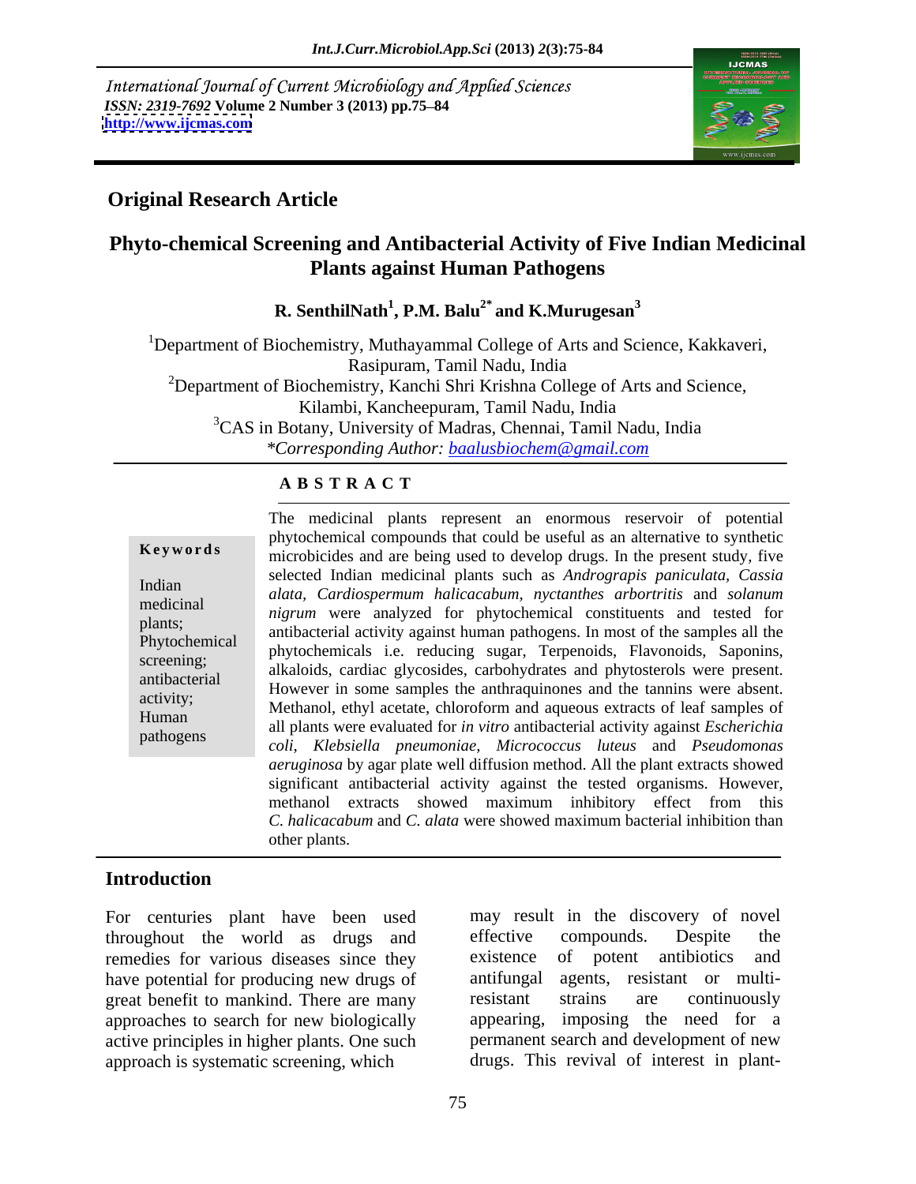International Journal of Current Microbiology and Applied Sciences
*ISSN: 2319-7692* **Volume 2 Number 3 (2013) pp.75–84**
**http://www.ijcmas.com**

## Original Research Article

# Phyto-chemical Screening and Antibacterial Activity of Five Indian Medicinal Plants against Human Pathogens

**R. SenthilNath[1], P.M. Balu[2*] and K.Murugesan[3]**

[1]Department of Biochemistry, Muthayammal College of Arts and Science, Kakkaveri, Rasipuram, Tamil Nadu, India

[2]Department of Biochemistry, Kanchi Shri Krishna College of Arts and Science, Kilambi, Kancheepuram, Tamil Nadu, India

[3]CAS in Botany, University of Madras, Chennai, Tamil Nadu, India

*\*Corresponding Author: baalusbiochem@gmail.com*

### A B S T R A C T

**Keywords**

Indian medicinal plants; Phytochemical screening; antibacterial activity; Human pathogens

The medicinal plants represent an enormous reservoir of potential phytochemical compounds that could be useful as an alternative to synthetic microbicides and are being used to develop drugs. In the present study, five selected Indian medicinal plants such as *Andrograpis paniculata, Cassia alata, Cardiospermum halicacabum, nyctanthes arbortritis* and *solanum nigrum* were analyzed for phytochemical constituents and tested for antibacterial activity against human pathogens. In most of the samples all the phytochemicals i.e. reducing sugar, Terpenoids, Flavonoids, Saponins, alkaloids, cardiac glycosides, carbohydrates and phytosterols were present. However in some samples the anthraquinones and the tannins were absent. Methanol, ethyl acetate, chloroform and aqueous extracts of leaf samples of all plants were evaluated for *in vitro* antibacterial activity against *Escherichia coli, Klebsiella pneumoniae, Micrococcus luteus* and *Pseudomonas aeruginosa* by agar plate well diffusion method. All the plant extracts showed significant antibacterial activity against the tested organisms. However, methanol extracts showed maximum inhibitory effect from this *C. halicacabum* and *C. alata* were showed maximum bacterial inhibition than other plants.

## Introduction

For centuries plant have been used throughout the world as drugs and remedies for various diseases since they have potential for producing new drugs of great benefit to mankind. There are many approaches to search for new biologically active principles in higher plants. One such approach is systematic screening, which may result in the discovery of novel effective compounds. Despite the existence of potent antibiotics and antifungal agents, resistant or multi-resistant strains are continuously appearing, imposing the need for a permanent search and development of new drugs. This revival of interest in plant-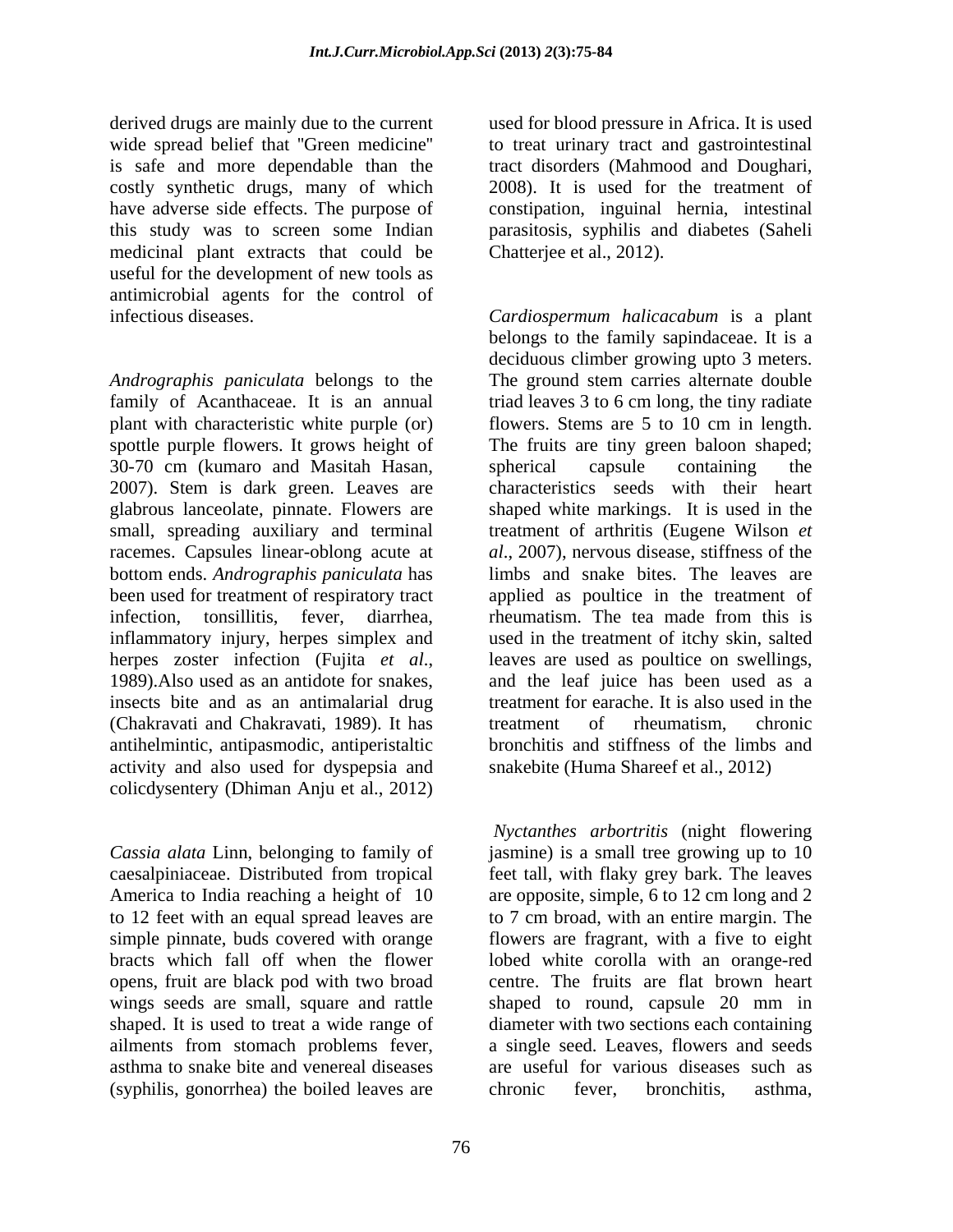derived drugs are mainly due to the current wide spread belief that "Green medicine" is safe and more dependable than the costly synthetic drugs, many of which have adverse side effects. The purpose of this study was to screen some Indian medicinal plant extracts that could be useful for the development of new tools as antimicrobial agents for the control of infectious diseases.

*Andrographis paniculata* belongs to the family of Acanthaceae. It is an annual plant with characteristic white purple (or) spottle purple flowers. It grows height of 30-70 cm (kumaro and Masitah Hasan, 2007). Stem is dark green. Leaves are glabrous lanceolate, pinnate. Flowers are small, spreading auxiliary and terminal racemes. Capsules linear-oblong acute at bottom ends. *Andrographis paniculata* has been used for treatment of respiratory tract infection, tonsillitis, fever, diarrhea, inflammatory injury, herpes simplex and herpes zoster infection (Fujita *et al*., 1989).Also used as an antidote for snakes, insects bite and as an antimalarial drug (Chakravati and Chakravati, 1989). It has antihelmintic, antipasmodic, antiperistaltic activity and also used for dyspepsia and colicdysentery (Dhiman Anju et al., 2012)

*Cassia alata* Linn, belonging to family of caesalpiniaceae. Distributed from tropical America to India reaching a height of 10 to 12 feet with an equal spread leaves are simple pinnate, buds covered with orange bracts which fall off when the flower opens, fruit are black pod with two broad wings seeds are small, square and rattle shaped. It is used to treat a wide range of ailments from stomach problems fever, asthma to snake bite and venereal diseases (syphilis, gonorrhea) the boiled leaves are used for blood pressure in Africa. It is used to treat urinary tract and gastrointestinal tract disorders (Mahmood and Doughari, 2008). It is used for the treatment of constipation, inguinal hernia, intestinal parasitosis, syphilis and diabetes (Saheli Chatterjee et al., 2012).

*Cardiospermum halicacabum* is a plant belongs to the family sapindaceae. It is a deciduous climber growing upto 3 meters. The ground stem carries alternate double triad leaves 3 to 6 cm long, the tiny radiate flowers. Stems are 5 to 10 cm in length. The fruits are tiny green baloon shaped; spherical capsule containing the characteristics seeds with their heart shaped white markings. It is used in the treatment of arthritis (Eugene Wilson *et al*., 2007), nervous disease, stiffness of the limbs and snake bites. The leaves are applied as poultice in the treatment of rheumatism. The tea made from this is used in the treatment of itchy skin, salted leaves are used as poultice on swellings, and the leaf juice has been used as a treatment for earache. It is also used in the treatment of rheumatism, chronic bronchitis and stiffness of the limbs and snakebite (Huma Shareef et al., 2012)

*Nyctanthes arbortritis* (night flowering jasmine) is a small tree growing up to 10 feet tall, with flaky grey bark. The leaves are opposite, simple, 6 to 12 cm long and 2 to 7 cm broad, with an entire margin. The flowers are fragrant, with a five to eight lobed white corolla with an orange-red centre. The fruits are flat brown heart shaped to round, capsule 20 mm in diameter with two sections each containing a single seed. Leaves, flowers and seeds are useful for various diseases such as chronic fever, bronchitis, asthma,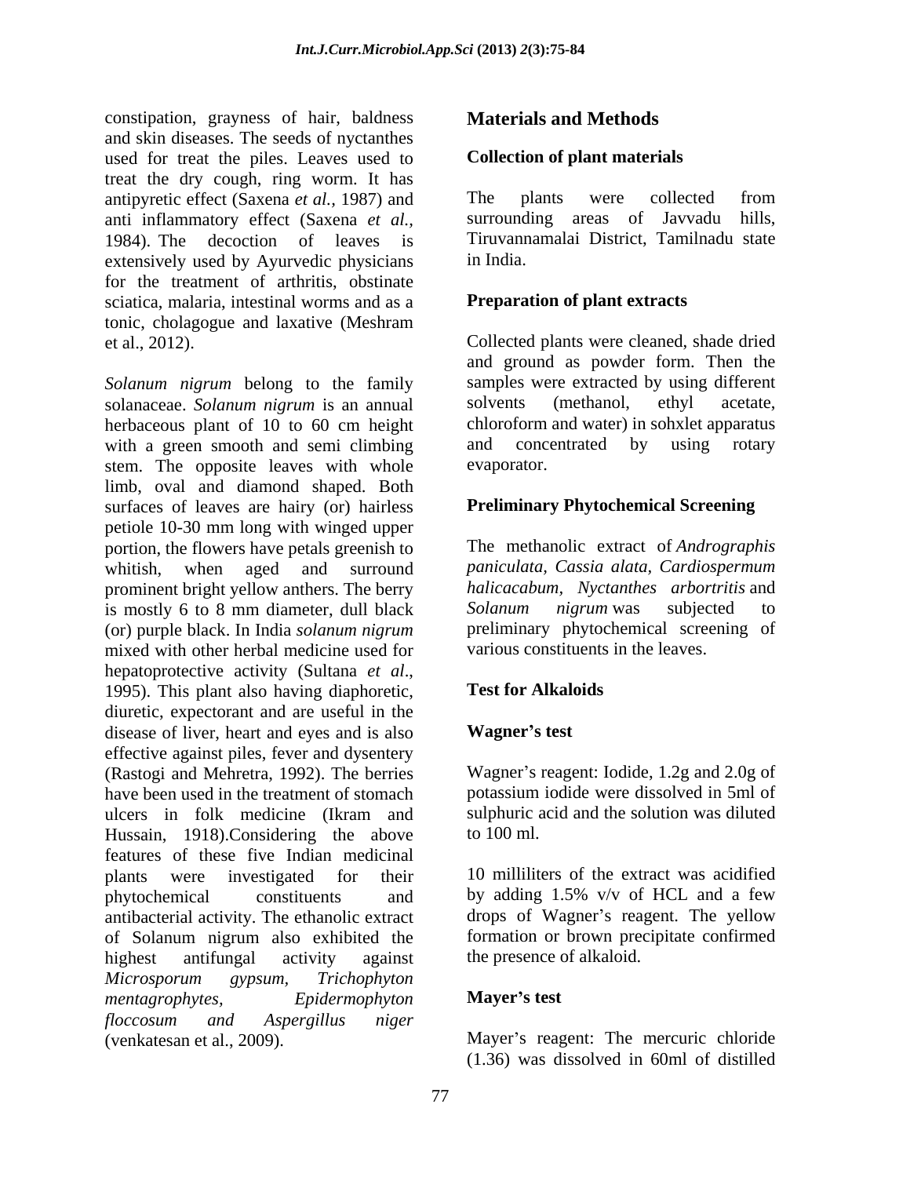constipation, grayness of hair, baldness and skin diseases. The seeds of nyctanthes used for treat the piles. Leaves used to treat the dry cough, ring worm. It has antipyretic effect (Saxena *et al.,* 1987) and anti inflammatory effect (Saxena *et al.,* 1984). The decoction of leaves is extensively used by Ayurvedic physicians for the treatment of arthritis, obstinate sciatica, malaria, intestinal worms and as a tonic, cholagogue and laxative (Meshram et al., 2012).

*Solanum nigrum* belong to the family solanaceae. *Solanum nigrum* is an annual herbaceous plant of 10 to 60 cm height with a green smooth and semi climbing stem. The opposite leaves with whole limb, oval and diamond shaped. Both surfaces of leaves are hairy (or) hairless petiole 10-30 mm long with winged upper portion, the flowers have petals greenish to whitish, when aged and surround prominent bright yellow anthers. The berry is mostly 6 to 8 mm diameter, dull black (or) purple black. In India *solanum nigrum* mixed with other herbal medicine used for hepatoprotective activity (Sultana *et al*., 1995). This plant also having diaphoretic, diuretic, expectorant and are useful in the disease of liver, heart and eyes and is also effective against piles, fever and dysentery (Rastogi and Mehretra, 1992). The berries have been used in the treatment of stomach ulcers in folk medicine (Ikram and Hussain, 1918).Considering the above features of these five Indian medicinal plants were investigated for their phytochemical constituents and antibacterial activity. The ethanolic extract of Solanum nigrum also exhibited the highest antifungal activity against *Microsporum gypsum, Trichophyton mentagrophytes, Epidermophyton floccosum and Aspergillus niger* (venkatesan et al., 2009).

## Materials and Methods

### Collection of plant materials

The plants were collected from surrounding areas of Javvadu hills, Tiruvannamalai District, Tamilnadu state in India.

### Preparation of plant extracts

Collected plants were cleaned, shade dried and ground as powder form. Then the samples were extracted by using different solvents (methanol, ethyl acetate, chloroform and water) in sohxlet apparatus and concentrated by using rotary evaporator.

### Preliminary Phytochemical Screening

The methanolic extract of *Andrographis paniculata, Cassia alata, Cardiospermum halicacabum, Nyctanthes arbortritis* and *Solanum nigrum* was subjected to preliminary phytochemical screening of various constituents in the leaves.

### Test for Alkaloids

#### Wagner's test

Wagner's reagent: Iodide, 1.2g and 2.0g of potassium iodide were dissolved in 5ml of sulphuric acid and the solution was diluted to 100 ml.

10 milliliters of the extract was acidified by adding 1.5% v/v of HCL and a few drops of Wagner's reagent. The yellow formation or brown precipitate confirmed the presence of alkaloid.

#### Mayer's test

Mayer's reagent: The mercuric chloride (1.36) was dissolved in 60ml of distilled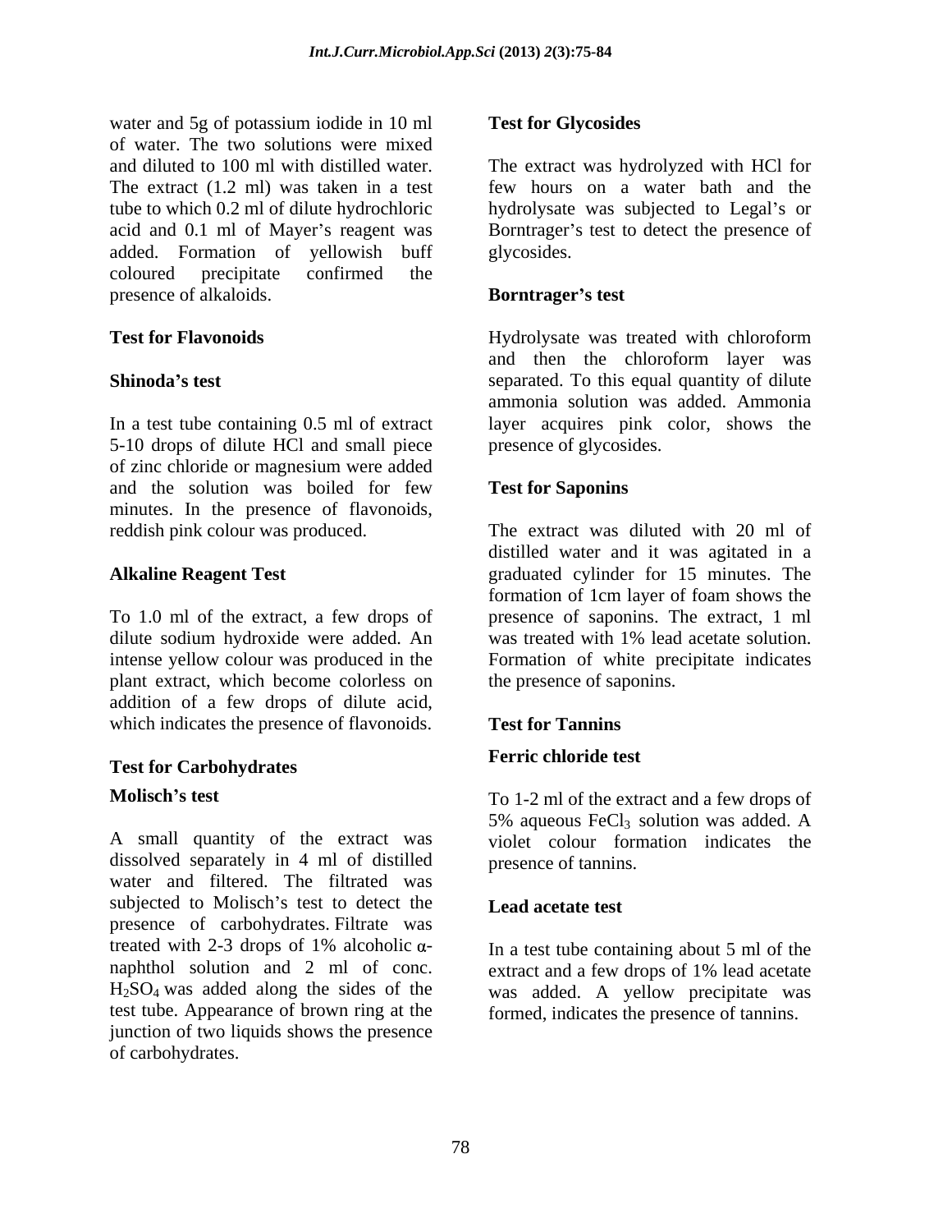water and 5g of potassium iodide in 10 ml of water. The two solutions were mixed and diluted to 100 ml with distilled water. The extract (1.2 ml) was taken in a test tube to which 0.2 ml of dilute hydrochloric acid and 0.1 ml of Mayer's reagent was added. Formation of yellowish buff coloured precipitate confirmed the presence of alkaloids.

**Test for Flavonoids**

**Shinoda's test**

In a test tube containing 0.5 ml of extract 5-10 drops of dilute HCl and small piece of zinc chloride or magnesium were added and the solution was boiled for few minutes. In the presence of flavonoids, reddish pink colour was produced.

**Alkaline Reagent Test**

To 1.0 ml of the extract, a few drops of dilute sodium hydroxide were added. An intense yellow colour was produced in the plant extract, which become colorless on addition of a few drops of dilute acid, which indicates the presence of flavonoids.

**Test for Carbohydrates**

**Molisch's test**

A small quantity of the extract was dissolved separately in 4 ml of distilled water and filtered. The filtrated was subjected to Molisch's test to detect the presence of carbohydrates. Filtrate was treated with 2-3 drops of 1% alcoholic α-naphthol solution and 2 ml of conc. $H_2SO_4$ was added along the sides of the test tube. Appearance of brown ring at the junction of two liquids shows the presence of carbohydrates.

**Test for Glycosides**

The extract was hydrolyzed with HCl for few hours on a water bath and the hydrolysate was subjected to Legal's or Borntrager's test to detect the presence of glycosides.

**Borntrager's test**

Hydrolysate was treated with chloroform and then the chloroform layer was separated. To this equal quantity of dilute ammonia solution was added. Ammonia layer acquires pink color, shows the presence of glycosides.

**Test for Saponins**

The extract was diluted with 20 ml of distilled water and it was agitated in a graduated cylinder for 15 minutes. The formation of 1cm layer of foam shows the presence of saponins. The extract, 1 ml was treated with 1% lead acetate solution. Formation of white precipitate indicates the presence of saponins.

**Test for Tannins**

**Ferric chloride test**

To 1-2 ml of the extract and a few drops of 5% aqueous $FeCl_3$ solution was added. A violet colour formation indicates the presence of tannins.

**Lead acetate test**

In a test tube containing about 5 ml of the extract and a few drops of 1% lead acetate was added. A yellow precipitate was formed, indicates the presence of tannins.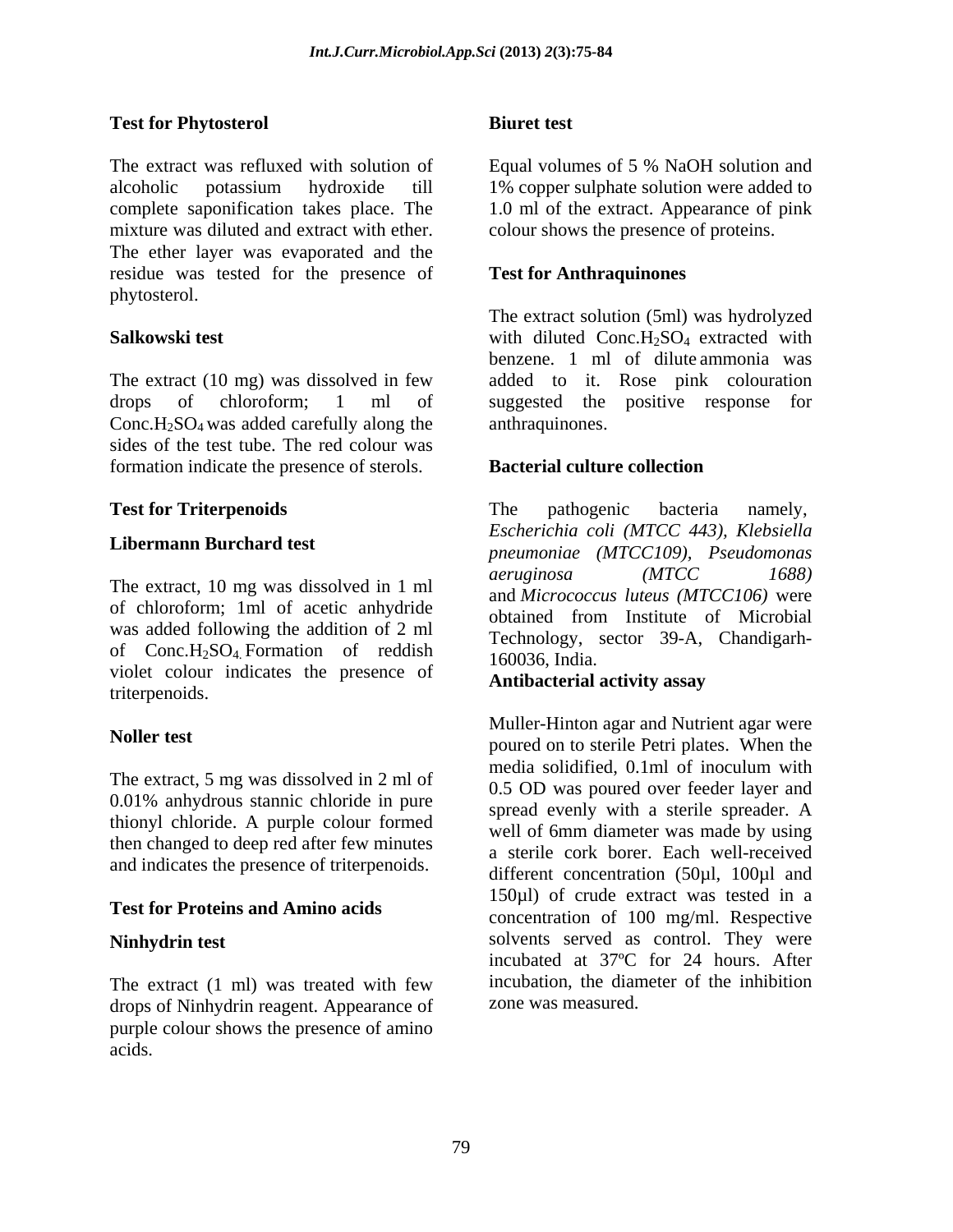**Test for Phytosterol**

The extract was refluxed with solution of alcoholic potassium hydroxide till complete saponification takes place. The mixture was diluted and extract with ether. The ether layer was evaporated and the residue was tested for the presence of phytosterol.

**Salkowski test**

The extract (10 mg) was dissolved in few drops of chloroform; 1 ml of Conc.$H_2SO_4$ was added carefully along the sides of the test tube. The red colour was formation indicate the presence of sterols.

**Test for Triterpenoids**

**Libermann Burchard test**

The extract, 10 mg was dissolved in 1 ml of chloroform; 1ml of acetic anhydride was added following the addition of 2 ml of Conc.$H_2SO_4$. Formation of reddish violet colour indicates the presence of triterpenoids.

**Noller test**

The extract, 5 mg was dissolved in 2 ml of 0.01% anhydrous stannic chloride in pure thionyl chloride. A purple colour formed then changed to deep red after few minutes and indicates the presence of triterpenoids.

**Test for Proteins and Amino acids**

**Ninhydrin test**

The extract (1 ml) was treated with few drops of Ninhydrin reagent. Appearance of purple colour shows the presence of amino acids.

**Biuret test**

Equal volumes of 5 % NaOH solution and 1% copper sulphate solution were added to 1.0 ml of the extract. Appearance of pink colour shows the presence of proteins.

**Test for Anthraquinones**

The extract solution (5ml) was hydrolyzed with diluted Conc.$H_2SO_4$ extracted with benzene. 1 ml of dilute ammonia was added to it. Rose pink colouration suggested the positive response for anthraquinones.

**Bacterial culture collection**

The pathogenic bacteria namely, *Escherichia coli (MTCC 443), Klebsiella pneumoniae (MTCC109), Pseudomonas aeruginosa (MTCC 1688)* and *Micrococcus luteus (MTCC106)* were obtained from Institute of Microbial Technology, sector 39-A, Chandigarh-160036, India.

**Antibacterial activity assay**

Muller-Hinton agar and Nutrient agar were poured on to sterile Petri plates. When the media solidified, 0.1ml of inoculum with 0.5 OD was poured over feeder layer and spread evenly with a sterile spreader. A well of 6mm diameter was made by using a sterile cork borer. Each well-received different concentration (50µl, 100µl and 150µl) of crude extract was tested in a concentration of 100 mg/ml. Respective solvents served as control. They were incubated at 37ºC for 24 hours. After incubation, the diameter of the inhibition zone was measured.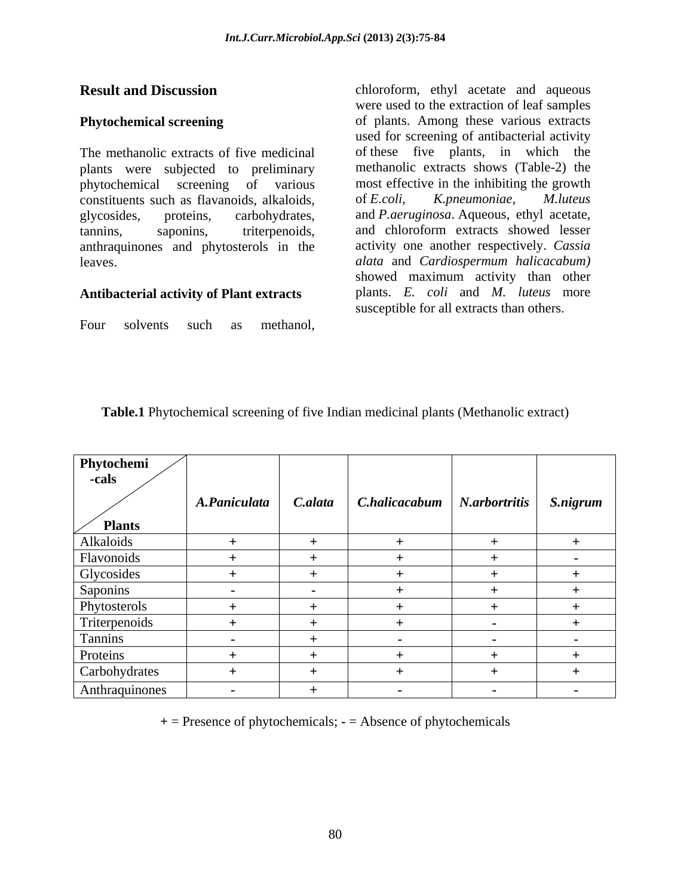## Result and Discussion

### Phytochemical screening

The methanolic extracts of five medicinal plants were subjected to preliminary phytochemical screening of various constituents such as flavanoids, alkaloids, glycosides, proteins, carbohydrates, tannins, saponins, triterpenoids, anthraquinones and phytosterols in the leaves.

### Antibacterial activity of Plant extracts

Four solvents such as methanol, chloroform, ethyl acetate and aqueous were used to the extraction of leaf samples of plants. Among these various extracts used for screening of antibacterial activity of these five plants, in which the methanolic extracts shows (Table-2) the most effective in the inhibiting the growth of *E.coli*, *K.pneumoniae*, *M.luteus* and *P.aeruginosa*. Aqueous, ethyl acetate, and chloroform extracts showed lesser activity one another respectively. *Cassia alata* and *Cardiospermum halicacabum)* showed maximum activity than other plants. *E. coli* and *M. luteus* more susceptible for all extracts than others.

**Table.1** Phytochemical screening of five Indian medicinal plants (Methanolic extract)

| Phytochemi-cals / Plants | *A.Paniculata* | *C.alata* | *C.halicacabum* | *N.arbortritis* | *S.nigrum* |
|---|---|---|---|---|---|
| Alkaloids | + | + | + | + | + |
| Flavonoids | + | + | + | + | - |
| Glycosides | + | + | + | + | + |
| Saponins | - | - | + | + | + |
| Phytosterols | + | + | + | + | + |
| Triterpenoids | + | + | + | - | + |
| Tannins | - | + | - | - | - |
| Proteins | + | + | + | + | + |
| Carbohydrates | + | + | + | + | + |
| Anthraquinones | - | + | - | - | - |

+ = Presence of phytochemicals; - = Absence of phytochemicals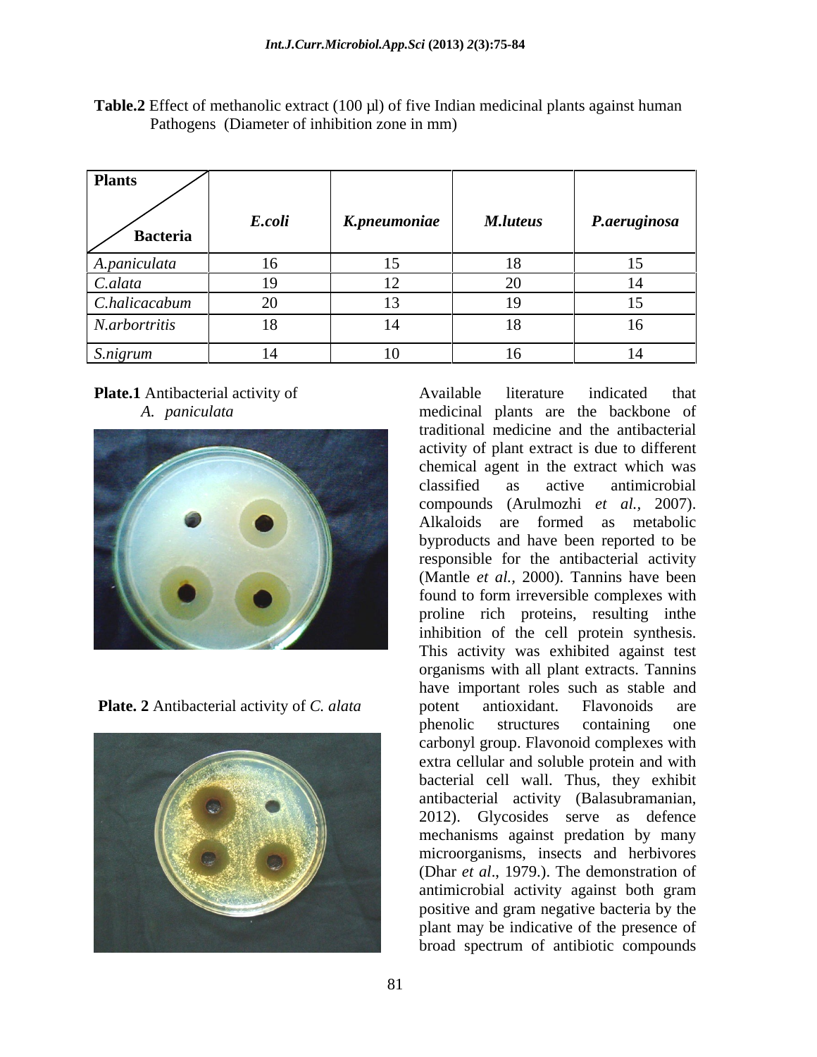**Table.2** Effect of methanolic extract (100 µl) of five Indian medicinal plants against human Pathogens (Diameter of inhibition zone in mm)

| Plants / Bacteria | *E.coli* | *K.pneumoniae* | *M.luteus* | *P.aeruginosa* |
|---|---|---|---|---|
| *A.paniculata* | 16 | 15 | 18 | 15 |
| *C.alata* | 19 | 12 | 20 | 14 |
| *C.halicacabum* | 20 | 13 | 19 | 15 |
| *N.arbortritis* | 18 | 14 | 18 | 16 |
| *S.nigrum* | 14 | 10 | 16 | 14 |

**Plate.1** Antibacterial activity of *A. paniculata*

**Plate. 2** Antibacterial activity of *C. alata*

Available literature indicated that medicinal plants are the backbone of traditional medicine and the antibacterial activity of plant extract is due to different chemical agent in the extract which was classified as active antimicrobial compounds (Arulmozhi *et al.,* 2007). Alkaloids are formed as metabolic byproducts and have been reported to be responsible for the antibacterial activity (Mantle *et al.,* 2000). Tannins have been found to form irreversible complexes with proline rich proteins, resulting inthe inhibition of the cell protein synthesis. This activity was exhibited against test organisms with all plant extracts. Tannins have important roles such as stable and potent antioxidant. Flavonoids are phenolic structures containing one carbonyl group. Flavonoid complexes with extra cellular and soluble protein and with bacterial cell wall. Thus, they exhibit antibacterial activity (Balasubramanian, 2012). Glycosides serve as defence mechanisms against predation by many microorganisms, insects and herbivores (Dhar *et al*., 1979.). The demonstration of antimicrobial activity against both gram positive and gram negative bacteria by the plant may be indicative of the presence of broad spectrum of antibiotic compounds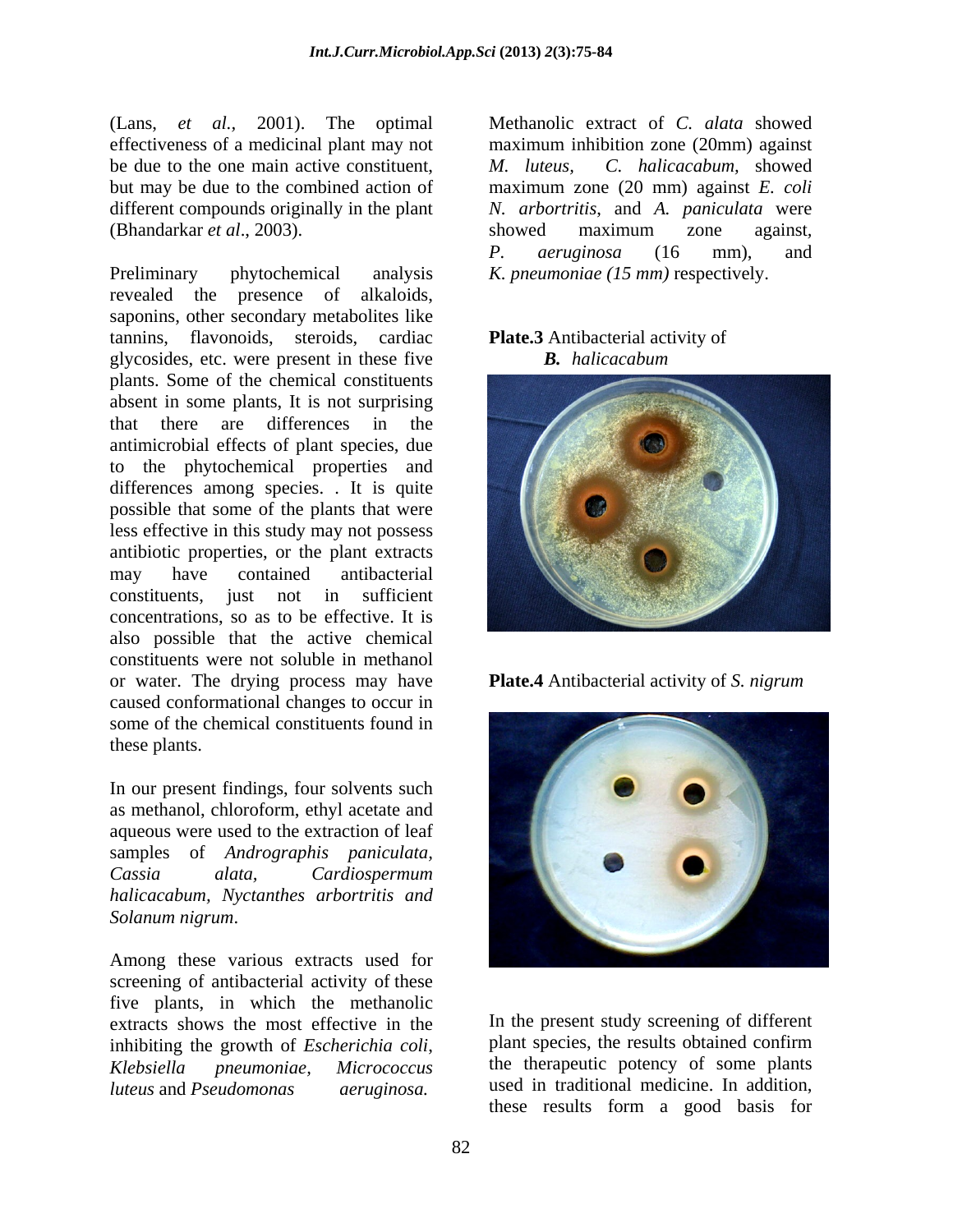(Lans, *et al.*, 2001). The optimal effectiveness of a medicinal plant may not be due to the one main active constituent, but may be due to the combined action of different compounds originally in the plant (Bhandarkar *et al*., 2003).

Preliminary phytochemical analysis revealed the presence of alkaloids, saponins, other secondary metabolites like tannins, flavonoids, steroids, cardiac glycosides, etc. were present in these five plants. Some of the chemical constituents absent in some plants, It is not surprising that there are differences in the antimicrobial effects of plant species, due to the phytochemical properties and differences among species. . It is quite possible that some of the plants that were less effective in this study may not possess antibiotic properties, or the plant extracts may have contained antibacterial constituents, just not in sufficient concentrations, so as to be effective. It is also possible that the active chemical constituents were not soluble in methanol or water. The drying process may have caused conformational changes to occur in some of the chemical constituents found in these plants.

In our present findings, four solvents such as methanol, chloroform, ethyl acetate and aqueous were used to the extraction of leaf samples of *Andrographis paniculata, Cassia alata, Cardiospermum halicacabum, Nyctanthes arbortritis and Solanum nigrum*.

Among these various extracts used for screening of antibacterial activity of these five plants, in which the methanolic extracts shows the most effective in the inhibiting the growth of *Escherichia coli, Klebsiella pneumoniae, Micrococcus luteus* and *Pseudomonas aeruginosa.* Methanolic extract of *C. alata* showed maximum inhibition zone (20mm) against *M. luteus, C. halicacabum*, showed maximum zone (20 mm) against *E. coli N. arbortritis*, and *A. paniculata* were showed maximum zone against, *P. aeruginosa* (16 mm), and *K. pneumoniae (15 mm)* respectively.

**Plate.3** Antibacterial activity of ***B.*** *halicacabum*

**Plate.4** Antibacterial activity of *S. nigrum*

In the present study screening of different plant species, the results obtained confirm the therapeutic potency of some plants used in traditional medicine. In addition, these results form a good basis for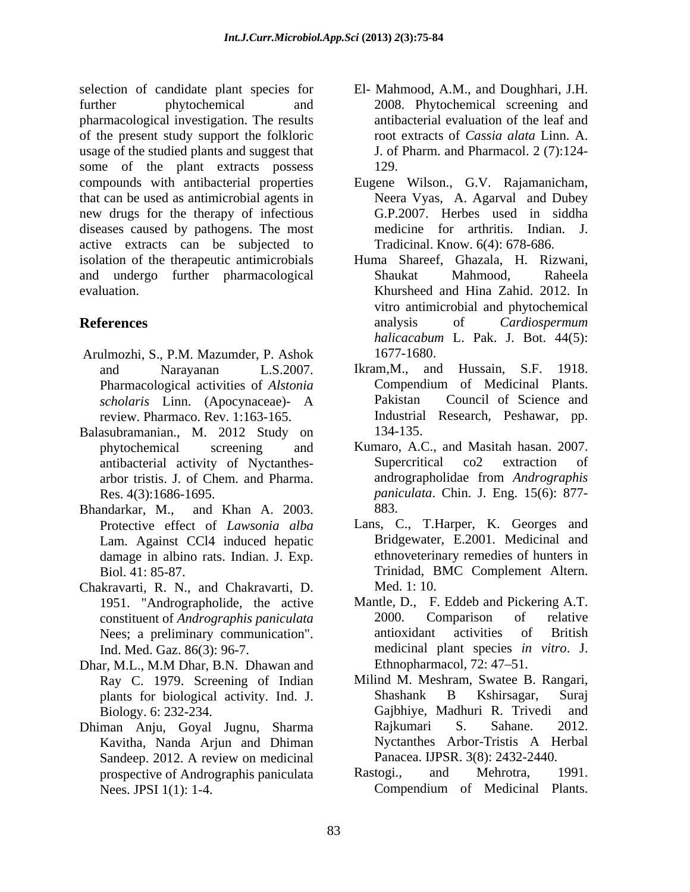selection of candidate plant species for further phytochemical and pharmacological investigation. The results of the present study support the folkloric usage of the studied plants and suggest that some of the plant extracts possess compounds with antibacterial properties that can be used as antimicrobial agents in new drugs for the therapy of infectious diseases caused by pathogens. The most active extracts can be subjected to isolation of the therapeutic antimicrobials and undergo further pharmacological evaluation.

## References

Arulmozhi, S., P.M. Mazumder, P. Ashok and Narayanan L.S.2007. Pharmacological activities of *Alstonia scholaris* Linn. (Apocynaceae)- A review. Pharmaco. Rev. 1:163-165.

Balasubramanian., M. 2012 Study on phytochemical screening and antibacterial activity of Nyctanthes-arbor tristis. J. of Chem. and Pharma. Res. 4(3):1686-1695.

Bhandarkar, M., and Khan A. 2003. Protective effect of *Lawsonia alba* Lam. Against CCl4 induced hepatic damage in albino rats. Indian. J. Exp. Biol. 41: 85-87.

Chakravarti, R. N., and Chakravarti, D. 1951. "Andrographolide, the active constituent of *Andrographis paniculata* Nees; a preliminary communication". Ind. Med. Gaz. 86(3): 96-7.

Dhar, M.L., M.M Dhar, B.N. Dhawan and Ray C. 1979. Screening of Indian plants for biological activity. Ind. J. Biology. 6: 232-234.

Dhiman Anju, Goyal Jugnu, Sharma Kavitha, Nanda Arjun and Dhiman Sandeep. 2012. A review on medicinal prospective of Andrographis paniculata Nees. JPSI 1(1): 1-4.

El- Mahmood, A.M., and Doughhari, J.H. 2008. Phytochemical screening and antibacterial evaluation of the leaf and root extracts of *Cassia alata* Linn. A. J. of Pharm. and Pharmacol. 2 (7):124-129.

Eugene Wilson., G.V. Rajamanicham, Neera Vyas, A. Agarval and Dubey G.P.2007. Herbes used in siddha medicine for arthritis. Indian. J. Tradicinal. Know. 6(4): 678-686.

Huma Shareef, Ghazala, H. Rizwani, Shaukat Mahmood, Raheela Khursheed and Hina Zahid. 2012. In vitro antimicrobial and phytochemical analysis of *Cardiospermum halicacabum* L. Pak. J. Bot. 44(5): 1677-1680.

Ikram,M., and Hussain, S.F. 1918. Compendium of Medicinal Plants. Pakistan Council of Science and Industrial Research, Peshawar, pp. 134-135.

Kumaro, A.C., and Masitah hasan. 2007. Supercritical co2 extraction of andrographolidae from *Andrographis paniculata*. Chin. J. Eng. 15(6): 877-883.

Lans, C., T.Harper, K. Georges and Bridgewater, E.2001. Medicinal and ethnoveterinary remedies of hunters in Trinidad, BMC Complement Altern. Med. 1: 10.

Mantle, D., F. Eddeb and Pickering A.T. 2000. Comparison of relative antioxidant activities of British medicinal plant species *in vitro*. J. Ethnopharmacol, 72: 47–51.

Milind M. Meshram, Swatee B. Rangari, Shashank B Kshirsagar, Suraj Gajbhiye, Madhuri R. Trivedi and Rajkumari S. Sahane. 2012. Nyctanthes Arbor-Tristis A Herbal Panacea. IJPSR. 3(8): 2432-2440.

Rastogi., and Mehrotra, 1991. Compendium of Medicinal Plants.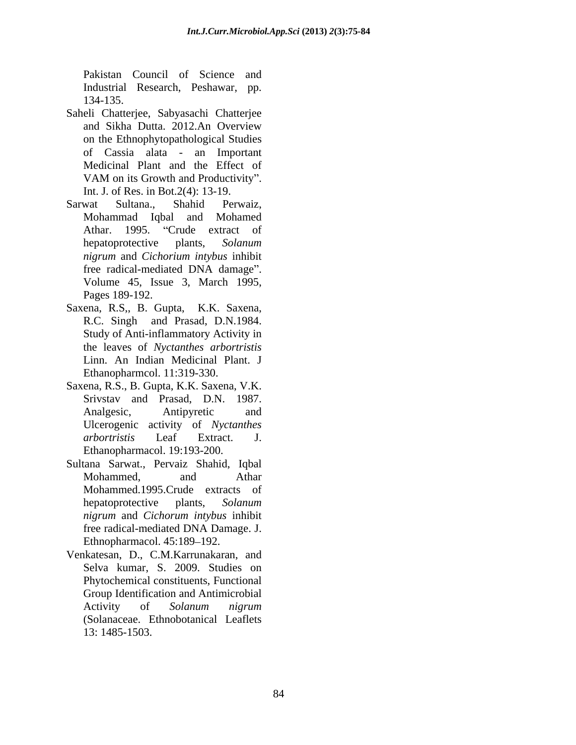Pakistan Council of Science and Industrial Research, Peshawar, pp. 134-135.

Saheli Chatterjee, Sabyasachi Chatterjee and Sikha Dutta. 2012.An Overview on the Ethnophytopathological Studies of Cassia alata - an Important Medicinal Plant and the Effect of VAM on its Growth and Productivity". Int. J. of Res. in Bot.2(4): 13-19.

Sarwat Sultana., Shahid Perwaiz, Mohammad Iqbal and Mohamed Athar. 1995. "Crude extract of hepatoprotective plants, *Solanum nigrum* and *Cichorium intybus* inhibit free radical-mediated DNA damage". Volume 45, Issue 3, March 1995, Pages 189-192.

Saxena, R.S,, B. Gupta, K.K. Saxena, R.C. Singh and Prasad, D.N.1984. Study of Anti-inflammatory Activity in the leaves of *Nyctanthes arbortristis* Linn. An Indian Medicinal Plant. J Ethanopharmcol. 11:319-330.

Saxena, R.S., B. Gupta, K.K. Saxena, V.K. Srivstav and Prasad, D.N. 1987. Analgesic, Antipyretic and Ulcerogenic activity of *Nyctanthes arbortristis* Leaf Extract. J. Ethanopharmacol. 19:193-200.

Sultana Sarwat., Pervaiz Shahid, Iqbal Mohammed, and Athar Mohammed.1995.Crude extracts of hepatoprotective plants, *Solanum nigrum* and *Cichorum intybus* inhibit free radical-mediated DNA Damage. J. Ethnopharmacol. 45:189–192.

Venkatesan, D., C.M.Karrunakaran, and Selva kumar, S. 2009. Studies on Phytochemical constituents, Functional Group Identification and Antimicrobial Activity of *Solanum nigrum* (Solanaceae. Ethnobotanical Leaflets 13: 1485-1503.